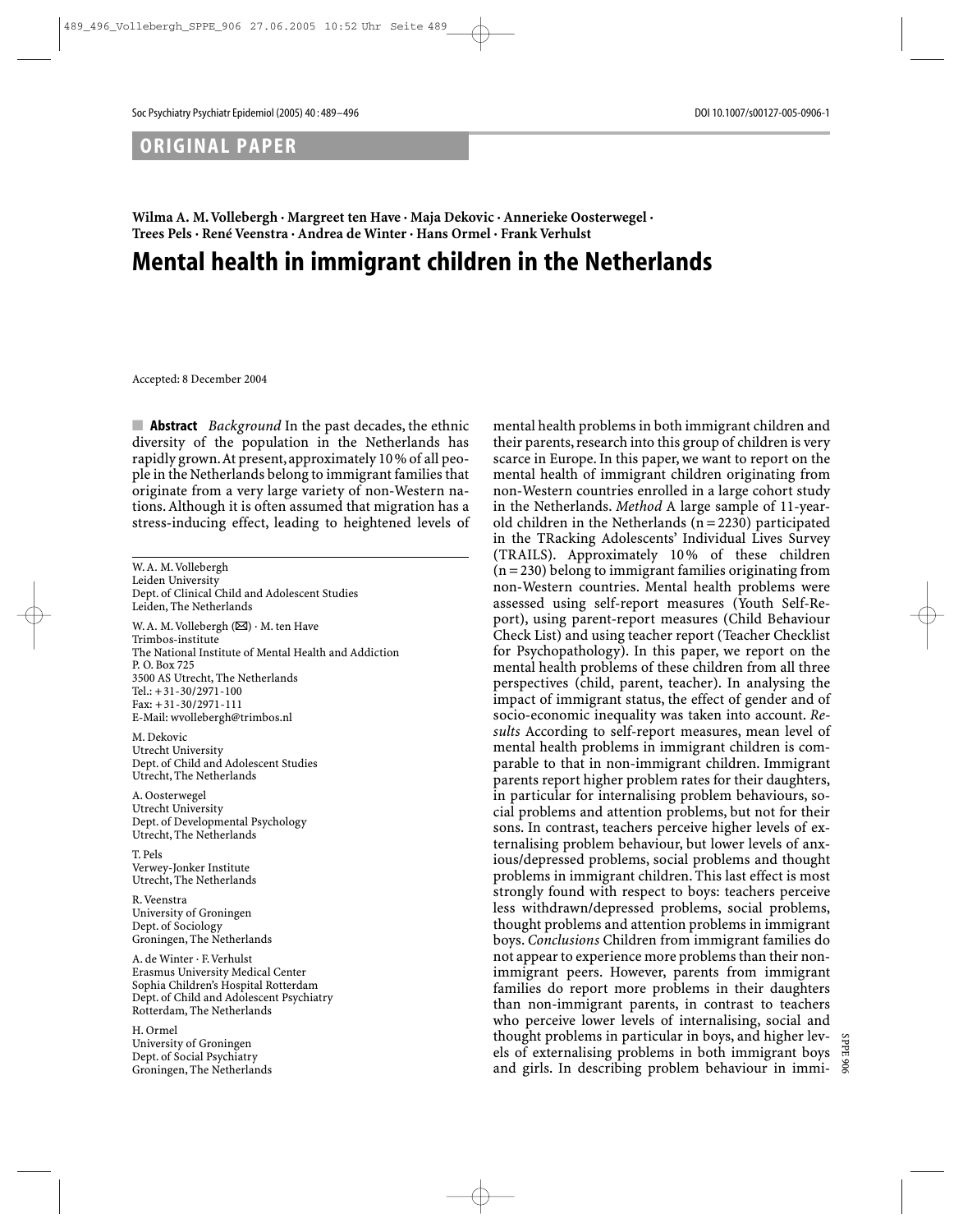ORIGINAL PAPER

**Wilma A. M. Vollebergh · Margreet ten Have · Maja Dekovic · Annerieke Oosterwegel · Trees Pels · René Veenstra · Andrea de Winter · Hans Ormel · Frank Verhulst**

# Mental health in immigrant children in the Netherlands

Accepted: 8 December 2004

**Abstract** *Background* In the past decades, the ethnic diversity of the population in the Netherlands has rapidly grown. At present, approximately 10 % of all people in the Netherlands belong to immigrant families that originate from a very large variety of non-Western nations. Although it is often assumed that migration has a stress-inducing effect, leading to heightened levels of mental health problems in both immigrant children and their parents, research into this group of children is very scarce in Europe. In this paper, we want to report on the mental health of immigrant children originating from non-Western countries enrolled in a large cohort study in the Netherlands. *Method* A large sample of 11-year-old children in the Netherlands (n = 2230) participated in the TRacking Adolescents' Individual Lives Survey (TRAILS). Approximately 10 % of these children (n = 230) belong to immigrant families originating from non-Western countries. Mental health problems were assessed using self-report measures (Youth Self-Report), using parent-report measures (Child Behaviour Check List) and using teacher report (Teacher Checklist for Psychopathology). In this paper, we report on the mental health problems of these children from all three perspectives (child, parent, teacher). In analysing the impact of immigrant status, the effect of gender and of socio-economic inequality was taken into account. *Results* According to self-report measures, mean level of mental health problems in immigrant children is comparable to that in non-immigrant children. Immigrant parents report higher problem rates for their daughters, in particular for internalising problem behaviours, social problems and attention problems, but not for their sons. In contrast, teachers perceive higher levels of externalising problem behaviour, but lower levels of anxious/depressed problems, social problems and thought problems in immigrant children. This last effect is most strongly found with respect to boys: teachers perceive less withdrawn/depressed problems, social problems, thought problems and attention problems in immigrant boys. *Conclusions* Children from immigrant families do not appear to experience more problems than their non-immigrant peers. However, parents from immigrant families do report more problems in their daughters than non-immigrant parents, in contrast to teachers who perceive lower levels of internalising, social and thought problems in particular in boys, and higher levels of externalising problems in both immigrant boys and girls. In describing problem behaviour in immi-

---

W. A. M. Vollebergh
Leiden University
Dept. of Clinical Child and Adolescent Studies
Leiden, The Netherlands

W. A. M. Vollebergh (✉) · M. ten Have
Trimbos-institute
The National Institute of Mental Health and Addiction
P. O. Box 725
3500 AS Utrecht, The Netherlands
Tel.: + 31-30/2971-100
Fax: + 31-30/2971-111
E-Mail: wvollebergh@trimbos.nl

M. Dekovic
Utrecht University
Dept. of Child and Adolescent Studies
Utrecht, The Netherlands

A. Oosterwegel
Utrecht University
Dept. of Developmental Psychology
Utrecht, The Netherlands

T. Pels
Verwey-Jonker Institute
Utrecht, The Netherlands

R. Veenstra
University of Groningen
Dept. of Sociology
Groningen, The Netherlands

A. de Winter · F. Verhulst
Erasmus University Medical Center
Sophia Children's Hospital Rotterdam
Dept. of Child and Adolescent Psychiatry
Rotterdam, The Netherlands

H. Ormel
University of Groningen
Dept. of Social Psychiatry
Groningen, The Netherlands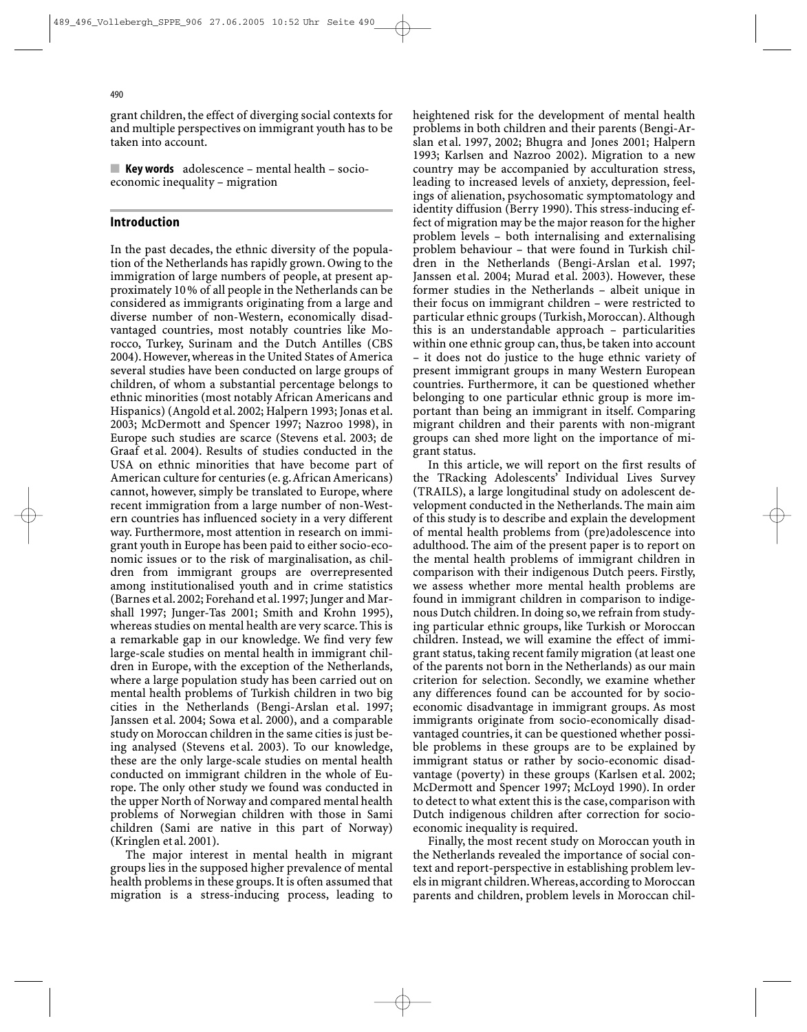grant children, the effect of diverging social contexts for and multiple perspectives on immigrant youth has to be taken into account.

**Key words** adolescence – mental health – socioeconomic inequality – migration

## Introduction

In the past decades, the ethnic diversity of the population of the Netherlands has rapidly grown. Owing to the immigration of large numbers of people, at present approximately 10% of all people in the Netherlands can be considered as immigrants originating from a large and diverse number of non-Western, economically disadvantaged countries, most notably countries like Morocco, Turkey, Surinam and the Dutch Antilles (CBS 2004). However, whereas in the United States of America several studies have been conducted on large groups of children, of whom a substantial percentage belongs to ethnic minorities (most notably African Americans and Hispanics) (Angold et al. 2002; Halpern 1993; Jonas et al. 2003; McDermott and Spencer 1997; Nazroo 1998), in Europe such studies are scarce (Stevens et al. 2003; de Graaf et al. 2004). Results of studies conducted in the USA on ethnic minorities that have become part of American culture for centuries (e.g. African Americans) cannot, however, simply be translated to Europe, where recent immigration from a large number of non-Western countries has influenced society in a very different way. Furthermore, most attention in research on immigrant youth in Europe has been paid to either socio-economic issues or to the risk of marginalisation, as children from immigrant groups are overrepresented among institutionalised youth and in crime statistics (Barnes et al. 2002; Forehand et al. 1997; Junger and Marshall 1997; Junger-Tas 2001; Smith and Krohn 1995), whereas studies on mental health are very scarce. This is a remarkable gap in our knowledge. We find very few large-scale studies on mental health in immigrant children in Europe, with the exception of the Netherlands, where a large population study has been carried out on mental health problems of Turkish children in two big cities in the Netherlands (Bengi-Arslan et al. 1997; Janssen et al. 2004; Sowa et al. 2000), and a comparable study on Moroccan children in the same cities is just being analysed (Stevens et al. 2003). To our knowledge, these are the only large-scale studies on mental health conducted on immigrant children in the whole of Europe. The only other study we found was conducted in the upper North of Norway and compared mental health problems of Norwegian children with those in Sami children (Sami are native in this part of Norway) (Kringlen et al. 2001).

The major interest in mental health in migrant groups lies in the supposed higher prevalence of mental health problems in these groups. It is often assumed that migration is a stress-inducing process, leading to heightened risk for the development of mental health problems in both children and their parents (Bengi-Arslan et al. 1997, 2002; Bhugra and Jones 2001; Halpern 1993; Karlsen and Nazroo 2002). Migration to a new country may be accompanied by acculturation stress, leading to increased levels of anxiety, depression, feelings of alienation, psychosomatic symptomatology and identity diffusion (Berry 1990). This stress-inducing effect of migration may be the major reason for the higher problem levels – both internalising and externalising problem behaviour – that were found in Turkish children in the Netherlands (Bengi-Arslan et al. 1997; Janssen et al. 2004; Murad et al. 2003). However, these former studies in the Netherlands – albeit unique in their focus on immigrant children – were restricted to particular ethnic groups (Turkish, Moroccan). Although this is an understandable approach – particularities within one ethnic group can, thus, be taken into account – it does not do justice to the huge ethnic variety of present immigrant groups in many Western European countries. Furthermore, it can be questioned whether belonging to one particular ethnic group is more important than being an immigrant in itself. Comparing migrant children and their parents with non-migrant groups can shed more light on the importance of migrant status.

In this article, we will report on the first results of the TRacking Adolescents' Individual Lives Survey (TRAILS), a large longitudinal study on adolescent development conducted in the Netherlands. The main aim of this study is to describe and explain the development of mental health problems from (pre)adolescence into adulthood. The aim of the present paper is to report on the mental health problems of immigrant children in comparison with their indigenous Dutch peers. Firstly, we assess whether more mental health problems are found in immigrant children in comparison to indigenous Dutch children. In doing so, we refrain from studying particular ethnic groups, like Turkish or Moroccan children. Instead, we will examine the effect of immigrant status, taking recent family migration (at least one of the parents not born in the Netherlands) as our main criterion for selection. Secondly, we examine whether any differences found can be accounted for by socioeconomic disadvantage in immigrant groups. As most immigrants originate from socio-economically disadvantaged countries, it can be questioned whether possible problems in these groups are to be explained by immigrant status or rather by socio-economic disadvantage (poverty) in these groups (Karlsen et al. 2002; McDermott and Spencer 1997; McLoyd 1990). In order to detect to what extent this is the case, comparison with Dutch indigenous children after correction for socioeconomic inequality is required.

Finally, the most recent study on Moroccan youth in the Netherlands revealed the importance of social context and report-perspective in establishing problem levels in migrant children. Whereas, according to Moroccan parents and children, problem levels in Moroccan chil-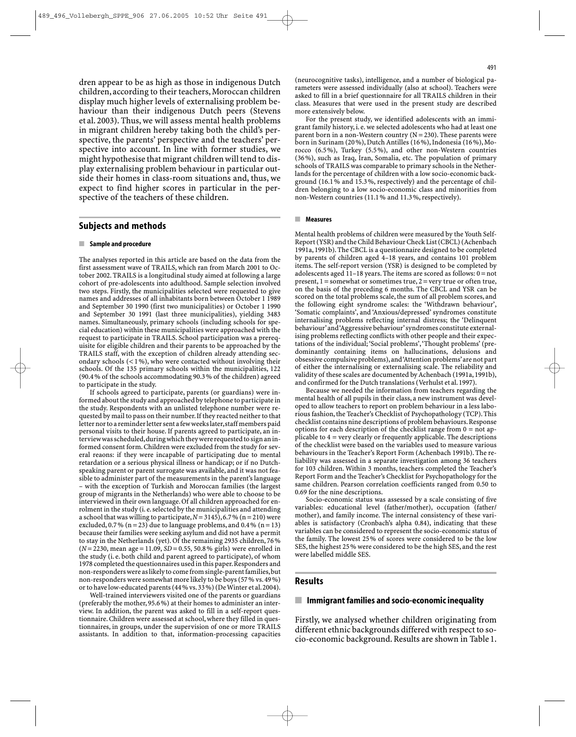dren appear to be as high as those in indigenous Dutch children, according to their teachers, Moroccan children display much higher levels of externalising problem behaviour than their indigenous Dutch peers (Stevens et al. 2003). Thus, we will assess mental health problems in migrant children hereby taking both the child's perspective, the parents' perspective and the teachers' perspective into account. In line with former studies, we might hypothesise that migrant children will tend to display externalising problem behaviour in particular outside their homes in class-room situations and, thus, we expect to find higher scores in particular in the perspective of the teachers of these children.

## Subjects and methods

### Sample and procedure

The analyses reported in this article are based on the data from the first assessment wave of TRAILS, which ran from March 2001 to October 2002. TRAILS is a longitudinal study aimed at following a large cohort of pre-adolescents into adulthood. Sample selection involved two steps. Firstly, the municipalities selected were requested to give names and addresses of all inhabitants born between October 1 1989 and September 30 1990 (first two municipalities) or October 1 1990 and September 30 1991 (last three municipalities), yielding 3483 names. Simultaneously, primary schools (including schools for special education) within these municipalities were approached with the request to participate in TRAILS. School participation was a prerequisite for eligible children and their parents to be approached by the TRAILS staff, with the exception of children already attending secondary schools (< 1 %), who were contacted without involving their schools. Of the 135 primary schools within the municipalities, 122 (90.4 % of the schools accommodating 90.3 % of the children) agreed to participate in the study.

If schools agreed to participate, parents (or guardians) were informed about the study and approached by telephone to participate in the study. Respondents with an unlisted telephone number were requested by mail to pass on their number. If they reacted neither to that letter nor to a reminder letter sent a few weeks later, staff members paid personal visits to their house. If parents agreed to participate, an interview was scheduled, during which they were requested to sign an informed consent form. Children were excluded from the study for several reaons: if they were incapable of participating due to mental retardation or a serious physical illness or handicap; or if no Dutch-speaking parent or parent surrogate was available, and it was not feasible to administer part of the measurements in the parent's language – with the exception of Turkish and Moroccan families (the largest group of migrants in the Netherlands) who were able to choose to be interviewed in their own language. Of all children approached for enrolment in the study (i. e. selected by the municipalities and attending a school that was willing to participate, $N = 3145$), 6.7 % ($n = 210$) were excluded, 0.7 % ($n = 23$) due to language problems, and 0.4 % ($n = 13$) because their families were seeking asylum and did not have a permit to stay in the Netherlands (yet). Of the remaining 2935 children, 76 % ($N = 2230$, mean age = 11.09, $SD = 0.55$, 50.8 % girls) were enrolled in the study (i. e. both child and parent agreed to participate), of whom 1978 completed the questionnaires used in this paper. Responders and non-responders were as likely to come from single-parent families, but non-responders were somewhat more likely to be boys (57 % vs. 49 %) or to have low-educated parents (44 % vs. 33 %) (De Winter et al. 2004).

Well-trained interviewers visited one of the parents or guardians (preferably the mother, 95.6 %) at their homes to administer an interview. In addition, the parent was asked to fill in a self-report questionnaire. Children were assessed at school, where they filled in questionnaires, in groups, under the supervision of one or more TRAILS assistants. In addition to that, information-processing capacities (neurocognitive tasks), intelligence, and a number of biological parameters were assessed individually (also at school). Teachers were asked to fill in a brief questionnaire for all TRAILS children in their class. Measures that were used in the present study are described more extensively below.

For the present study, we identified adolescents with an immigrant family history, i. e. we selected adolescents who had at least one parent born in a non-Western country ($N = 230$). These parents were born in Surinam (20 %), Dutch Antilles (16 %), Indonesia (16 %), Morocco (6.5 %), Turkey (5.5 %), and other non-Western countries (36 %), such as Iraq, Iran, Somalia, etc. The population of primary schools of TRAILS was comparable to primary schools in the Netherlands for the percentage of children with a low socio-economic background (16.1 % and 15.3 %, respectively) and the percentage of children belonging to a low socio-economic class and minorities from non-Western countries (11.1 % and 11.3 %, respectively).

### Measures

Mental health problems of children were measured by the Youth Self-Report (YSR) and the Child Behaviour Check List (CBCL) (Achenbach 1991a, 1991b). The CBCL is a questionnaire designed to be completed by parents of children aged 4–18 years, and contains 101 problem items. The self-report version (YSR) is designed to be completed by adolescents aged 11–18 years. The items are scored as follows: 0 = not present, 1 = somewhat or sometimes true, 2 = very true or often true, on the basis of the preceding 6 months. The CBCL and YSR can be scored on the total problems scale, the sum of all problem scores, and the following eight syndrome scales: the 'Withdrawn behaviour', 'Somatic complaints', and 'Anxious/depressed' syndromes constitute internalising problems reflecting internal distress; the 'Delinquent behaviour' and 'Aggressive behaviour' syndromes constitute externalising problems reflecting conflicts with other people and their expectations of the individual; 'Social problems', 'Thought problems' (predominantly containing items on hallucinations, delusions and obsessive compulsive problems), and 'Attention problems' are not part of either the internalising or externalising scale. The reliability and validity of these scales are documented by Achenbach (1991a, 1991b), and confirmed for the Dutch translations (Verhulst et al. 1997).

Because we needed the information from teachers regarding the mental health of all pupils in their class, a new instrument was developed to allow teachers to report on problem behaviour in a less laborious fashion, the Teacher's Checklist of Psychopathology (TCP). This checklist contains nine descriptions of problem behaviours. Response options for each description of the checklist range from 0 = not applicable to 4 = very clearly or frequently applicable. The descriptions of the checklist were based on the variables used to measure various behaviours in the Teacher's Report Form (Achenbach 1991b). The reliability was assessed in a separate investigation among 36 teachers for 103 children. Within 3 months, teachers completed the Teacher's Report Form and the Teacher's Checklist for Psychopathology for the same children. Pearson correlation coefficients ranged from 0.50 to 0.69 for the nine descriptions.

Socio-economic status was assessed by a scale consisting of five variables: educational level (father/mother), occupation (father/mother), and family income. The internal consistency of these variables is satisfactory (Cronbach's alpha 0.84), indicating that these variables can be considered to represent the socio-economic status of the family. The lowest 25 % of scores were considered to be the low SES, the highest 25 % were considered to be the high SES, and the rest were labelled middle SES.

## Results

### Immigrant families and socio-economic inequality

Firstly, we analysed whether children originating from different ethnic backgrounds differed with respect to socio-economic background. Results are shown in Table 1.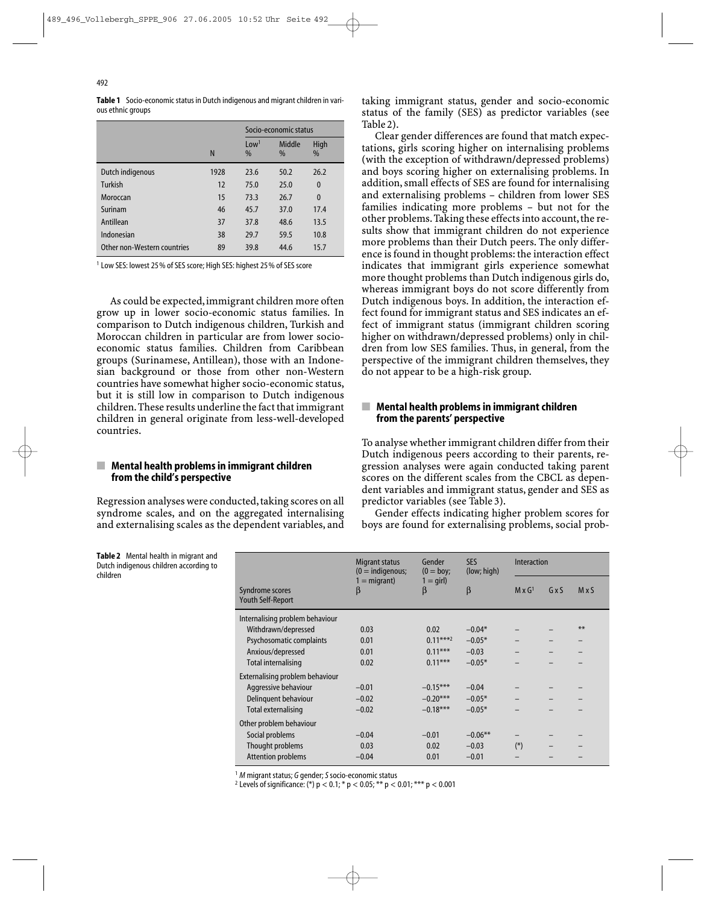**Table 1** Socio-economic status in Dutch indigenous and migrant children in various ethnic groups

| | N | Socio-economic status | | |
|---|---|---|---|---|
| | | Low[1] % | Middle % | High % |
| Dutch indigenous | 1928 | 23.6 | 50.2 | 26.2 |
| Turkish | 12 | 75.0 | 25.0 | 0 |
| Moroccan | 15 | 73.3 | 26.7 | 0 |
| Surinam | 46 | 45.7 | 37.0 | 17.4 |
| Antillean | 37 | 37.8 | 48.6 | 13.5 |
| Indonesian | 38 | 29.7 | 59.5 | 10.8 |
| Other non-Western countries | 89 | 39.8 | 44.6 | 15.7 |

[1] Low SES: lowest 25% of SES score; High SES: highest 25% of SES score

As could be expected, immigrant children more often grow up in lower socio-economic status families. In comparison to Dutch indigenous children, Turkish and Moroccan children in particular are from lower socio-economic status families. Children from Caribbean groups (Surinamese, Antillean), those with an Indonesian background or those from other non-Western countries have somewhat higher socio-economic status, but it is still low in comparison to Dutch indigenous children. These results underline the fact that immigrant children in general originate from less-well-developed countries.

## Mental health problems in immigrant children from the child's perspective

Regression analyses were conducted, taking scores on all syndrome scales, and on the aggregated internalising and externalising scales as the dependent variables, and taking immigrant status, gender and socio-economic status of the family (SES) as predictor variables (see Table 2).

Clear gender differences are found that match expectations, girls scoring higher on internalising problems (with the exception of withdrawn/depressed problems) and boys scoring higher on externalising problems. In addition, small effects of SES are found for internalising and externalising problems – children from lower SES families indicating more problems – but not for the other problems. Taking these effects into account, the results show that immigrant children do not experience more problems than their Dutch peers. The only difference is found in thought problems: the interaction effect indicates that immigrant girls experience somewhat more thought problems than Dutch indigenous girls do, whereas immigrant boys do not score differently from Dutch indigenous boys. In addition, the interaction effect found for immigrant status and SES indicates an effect of immigrant status (immigrant children scoring higher on withdrawn/depressed problems) only in children from low SES families. Thus, in general, from the perspective of the immigrant children themselves, they do not appear to be a high-risk group.

## Mental health problems in immigrant children from the parents' perspective

To analyse whether immigrant children differ from their Dutch indigenous peers according to their parents, regression analyses were again conducted taking parent scores on the different scales from the CBCL as dependent variables and immigrant status, gender and SES as predictor variables (see Table 3).

Gender effects indicating higher problem scores for boys are found for externalising problems, social prob-

**Table 2** Mental health in migrant and Dutch indigenous children according to children

| Syndrome scores Youth Self-Report | Migrant status (0 = indigenous; 1 = migrant) β | Gender (0 = boy; 1 = girl) β | SES (low; high) β | Interaction M x G[1] | G x S | M x S |
|---|---|---|---|---|---|---|
| Internalising problem behaviour | | | | | | |
| Withdrawn/depressed | 0.03 | 0.02 | −0.04* | – | – | ** |
| Psychosomatic complaints | 0.01 | 0.11***[2] | −0.05* | – | – | – |
| Anxious/depressed | 0.01 | 0.11*** | −0.03 | – | – | – |
| Total internalising | 0.02 | 0.11*** | −0.05* | – | – | – |
| Externalising problem behaviour | | | | | | |
| Aggressive behaviour | −0.01 | −0.15*** | −0.04 | – | – | – |
| Delinquent behaviour | −0.02 | −0.20*** | −0.05* | – | – | – |
| Total externalising | −0.02 | −0.18*** | −0.05* | – | – | – |
| Other problem behaviour | | | | | | |
| Social problems | −0.04 | −0.01 | −0.06** | – | – | – |
| Thought problems | 0.03 | 0.02 | −0.03 | (*) | – | – |
| Attention problems | −0.04 | 0.01 | −0.01 | – | – | – |

[1] *M* migrant status; *G* gender; *S* socio-economic status
[2] Levels of significance: (*) $p < 0.1$; * $p < 0.05$; ** $p < 0.01$; *** $p < 0.001$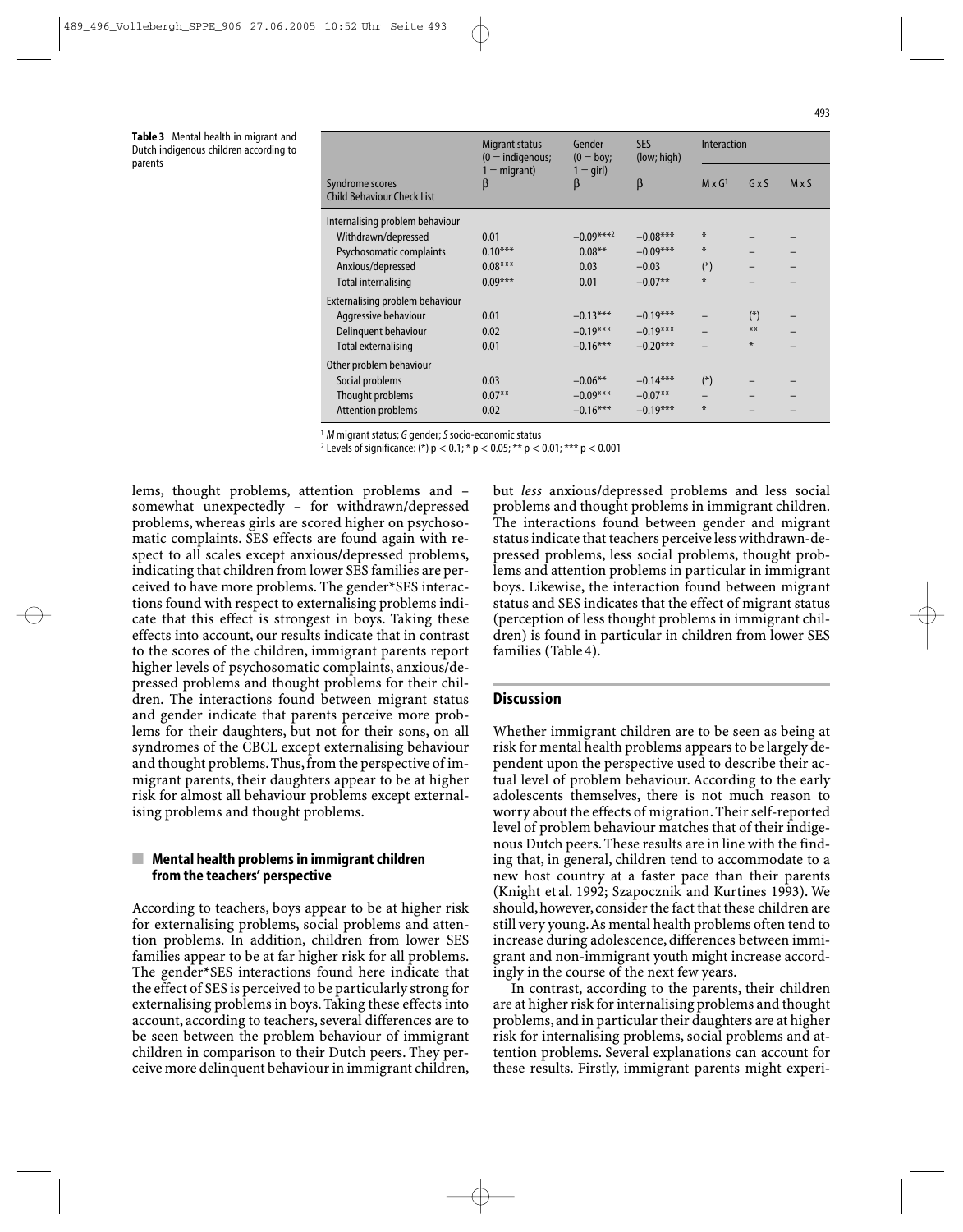**Table 3** Mental health in migrant and Dutch indigenous children according to parents

| Syndrome scores Child Behaviour Check List | Migrant status (0 = indigenous; 1 = migrant) β | Gender (0 = boy; 1 = girl) β | SES (low; high) β | Interaction M x G[1] | G x S | M x S |
|---|---|---|---|---|---|---|
| Internalising problem behaviour | | | | | | |
| Withdrawn/depressed | 0.01 | −0.09***[2] | −0.08*** | * | – | – |
| Psychosomatic complaints | 0.10*** | 0.08** | −0.09*** | * | – | – |
| Anxious/depressed | 0.08*** | 0.03 | −0.03 | (*) | – | – |
| Total internalising | 0.09*** | 0.01 | −0.07** | * | – | – |
| Externalising problem behaviour | | | | | | |
| Aggressive behaviour | 0.01 | −0.13*** | −0.19*** | – | (*) | – |
| Delinquent behaviour | 0.02 | −0.19*** | −0.19*** | – | ** | – |
| Total externalising | 0.01 | −0.16*** | −0.20*** | – | * | – |
| Other problem behaviour | | | | | | |
| Social problems | 0.03 | −0.06** | −0.14*** | (*) | – | – |
| Thought problems | 0.07** | −0.09*** | −0.07** | – | – | – |
| Attention problems | 0.02 | −0.16*** | −0.19*** | * | – | – |

[1] *M* migrant status; *G* gender; *S* socio-economic status
[2] Levels of significance: (*) $p < 0.1$; * $p < 0.05$; ** $p < 0.01$; *** $p < 0.001$

lems, thought problems, attention problems and – somewhat unexpectedly – for withdrawn/depressed problems, whereas girls are scored higher on psychosomatic complaints. SES effects are found again with respect to all scales except anxious/depressed problems, indicating that children from lower SES families are perceived to have more problems. The gender*SES interactions found with respect to externalising problems indicate that this effect is strongest in boys. Taking these effects into account, our results indicate that in contrast to the scores of the children, immigrant parents report higher levels of psychosomatic complaints, anxious/depressed problems and thought problems for their children. The interactions found between migrant status and gender indicate that parents perceive more problems for their daughters, but not for their sons, on all syndromes of the CBCL except externalising behaviour and thought problems. Thus, from the perspective of immigrant parents, their daughters appear to be at higher risk for almost all behaviour problems except externalising problems and thought problems.

## Mental health problems in immigrant children from the teachers' perspective

According to teachers, boys appear to be at higher risk for externalising problems, social problems and attention problems. In addition, children from lower SES families appear to be at far higher risk for all problems. The gender*SES interactions found here indicate that the effect of SES is perceived to be particularly strong for externalising problems in boys. Taking these effects into account, according to teachers, several differences are to be seen between the problem behaviour of immigrant children in comparison to their Dutch peers. They perceive more delinquent behaviour in immigrant children, but *less* anxious/depressed problems and less social problems and thought problems in immigrant children. The interactions found between gender and migrant status indicate that teachers perceive less withdrawn-depressed problems, less social problems, thought problems and attention problems in particular in immigrant boys. Likewise, the interaction found between migrant status and SES indicates that the effect of migrant status (perception of less thought problems in immigrant children) is found in particular in children from lower SES families (Table 4).

## Discussion

Whether immigrant children are to be seen as being at risk for mental health problems appears to be largely dependent upon the perspective used to describe their actual level of problem behaviour. According to the early adolescents themselves, there is not much reason to worry about the effects of migration. Their self-reported level of problem behaviour matches that of their indigenous Dutch peers. These results are in line with the finding that, in general, children tend to accommodate to a new host country at a faster pace than their parents (Knight et al. 1992; Szapocznik and Kurtines 1993). We should, however, consider the fact that these children are still very young. As mental health problems often tend to increase during adolescence, differences between immigrant and non-immigrant youth might increase accordingly in the course of the next few years.

In contrast, according to the parents, their children are at higher risk for internalising problems and thought problems, and in particular their daughters are at higher risk for internalising problems, social problems and attention problems. Several explanations can account for these results. Firstly, immigrant parents might experi-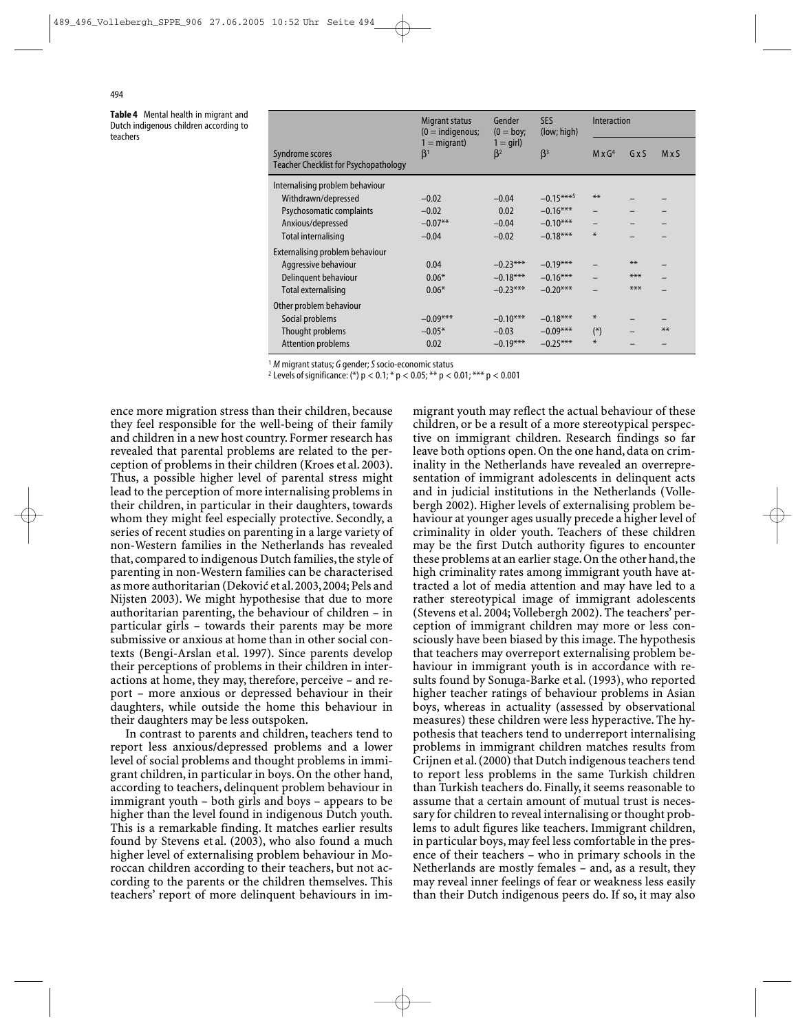**Table 4** Mental health in migrant and Dutch indigenous children according to teachers

| Syndrome scores Teacher Checklist for Psychopathology | Migrant status (0 = indigenous; 1 = migrant) $\beta^1$ | Gender (0 = boy; 1 = girl) $\beta^2$ | SES (low; high) $\beta^3$ | Interaction M x G[4] | G x S | M x S |
|---|---|---|---|---|---|---|
| Internalising problem behaviour | | | | | | |
| Withdrawn/depressed | −0.02 | −0.04 | −0.15***[5] | ** | – | – |
| Psychosomatic complaints | −0.02 | 0.02 | −0.16*** | – | – | – |
| Anxious/depressed | −0.07** | −0.04 | −0.10*** | – | – | – |
| Total internalising | −0.04 | −0.02 | −0.18*** | * | – | – |
| Externalising problem behaviour | | | | | | |
| Aggressive behaviour | 0.04 | −0.23*** | −0.19*** | – | ** | – |
| Delinquent behaviour | 0.06* | −0.18*** | −0.16*** | – | *** | – |
| Total externalising | 0.06* | −0.23*** | −0.20*** | – | *** | – |
| Other problem behaviour | | | | | | |
| Social problems | −0.09*** | −0.10*** | −0.18*** | * | – | – |
| Thought problems | −0.05* | −0.03 | −0.09*** | (*) | – | ** |
| Attention problems | 0.02 | −0.19*** | −0.25*** | * | – | – |

[1] *M* migrant status; *G* gender; *S* socio-economic status
[2] Levels of significance: (*) $p < 0.1$; * $p < 0.05$; ** $p < 0.01$; *** $p < 0.001$

ence more migration stress than their children, because they feel responsible for the well-being of their family and children in a new host country. Former research has revealed that parental problems are related to the perception of problems in their children (Kroes et al. 2003). Thus, a possible higher level of parental stress might lead to the perception of more internalising problems in their children, in particular in their daughters, towards whom they might feel especially protective. Secondly, a series of recent studies on parenting in a large variety of non-Western families in the Netherlands has revealed that, compared to indigenous Dutch families, the style of parenting in non-Western families can be characterised as more authoritarian (Deković et al. 2003, 2004; Pels and Nijsten 2003). We might hypothesise that due to more authoritarian parenting, the behaviour of children – in particular girls – towards their parents may be more submissive or anxious at home than in other social contexts (Bengi-Arslan et al. 1997). Since parents develop their perceptions of problems in their children in interactions at home, they may, therefore, perceive – and report – more anxious or depressed behaviour in their daughters, while outside the home this behaviour in their daughters may be less outspoken.

In contrast to parents and children, teachers tend to report less anxious/depressed problems and a lower level of social problems and thought problems in immigrant children, in particular in boys. On the other hand, according to teachers, delinquent problem behaviour in immigrant youth – both girls and boys – appears to be higher than the level found in indigenous Dutch youth. This is a remarkable finding. It matches earlier results found by Stevens et al. (2003), who also found a much higher level of externalising problem behaviour in Moroccan children according to their teachers, but not according to the parents or the children themselves. This teachers' report of more delinquent behaviours in immigrant youth may reflect the actual behaviour of these children, or be a result of a more stereotypical perspective on immigrant children. Research findings so far leave both options open. On the one hand, data on criminality in the Netherlands have revealed an overrepresentation of immigrant adolescents in delinquent acts and in judicial institutions in the Netherlands (Vollebergh 2002). Higher levels of externalising problem behaviour at younger ages usually precede a higher level of criminality in older youth. Teachers of these children may be the first Dutch authority figures to encounter these problems at an earlier stage. On the other hand, the high criminality rates among immigrant youth have attracted a lot of media attention and may have led to a rather stereotypical image of immigrant adolescents (Stevens et al. 2004; Vollebergh 2002). The teachers' perception of immigrant children may more or less consciously have been biased by this image. The hypothesis that teachers may overreport externalising problem behaviour in immigrant youth is in accordance with results found by Sonuga-Barke et al. (1993), who reported higher teacher ratings of behaviour problems in Asian boys, whereas in actuality (assessed by observational measures) these children were less hyperactive. The hypothesis that teachers tend to underreport internalising problems in immigrant children matches results from Crijnen et al. (2000) that Dutch indigenous teachers tend to report less problems in the same Turkish children than Turkish teachers do. Finally, it seems reasonable to assume that a certain amount of mutual trust is necessary for children to reveal internalising or thought problems to adult figures like teachers. Immigrant children, in particular boys, may feel less comfortable in the presence of their teachers – who in primary schools in the Netherlands are mostly females – and, as a result, they may reveal inner feelings of fear or weakness less easily than their Dutch indigenous peers do. If so, it may also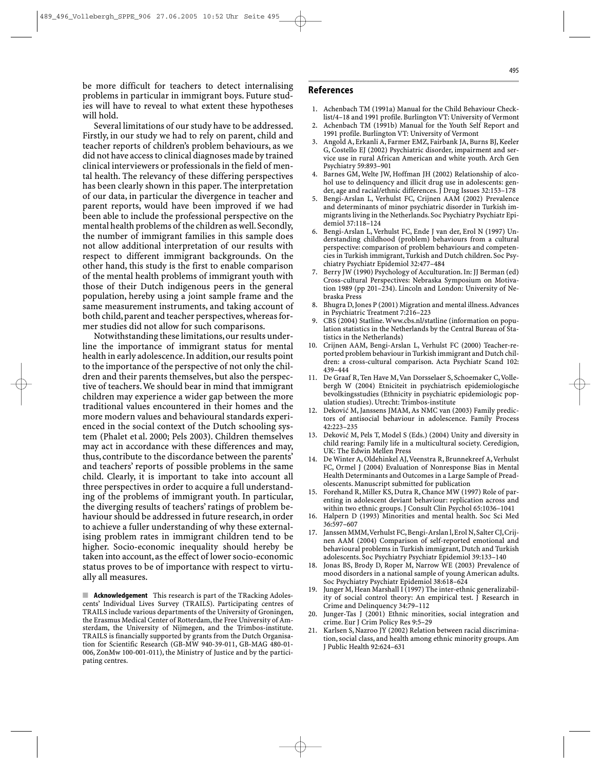be more difficult for teachers to detect internalising problems in particular in immigrant boys. Future studies will have to reveal to what extent these hypotheses will hold.

Several limitations of our study have to be addressed. Firstly, in our study we had to rely on parent, child and teacher reports of children's problem behaviours, as we did not have access to clinical diagnoses made by trained clinical interviewers or professionals in the field of mental health. The relevancy of these differing perspectives has been clearly shown in this paper. The interpretation of our data, in particular the divergence in teacher and parent reports, would have been improved if we had been able to include the professional perspective on the mental health problems of the children as well. Secondly, the number of immigrant families in this sample does not allow additional interpretation of our results with respect to different immigrant backgrounds. On the other hand, this study is the first to enable comparison of the mental health problems of immigrant youth with those of their Dutch indigenous peers in the general population, hereby using a joint sample frame and the same measurement instruments, and taking account of both child, parent and teacher perspectives, whereas former studies did not allow for such comparisons.

Notwithstanding these limitations, our results underline the importance of immigrant status for mental health in early adolescence. In addition, our results point to the importance of the perspective of not only the children and their parents themselves, but also the perspective of teachers. We should bear in mind that immigrant children may experience a wider gap between the more traditional values encountered in their homes and the more modern values and behavioural standards experienced in the social context of the Dutch schooling system (Phalet et al. 2000; Pels 2003). Children themselves may act in accordance with these differences and may, thus, contribute to the discordance between the parents' and teachers' reports of possible problems in the same child. Clearly, it is important to take into account all three perspectives in order to acquire a full understanding of the problems of immigrant youth. In particular, the diverging results of teachers' ratings of problem behaviour should be addressed in future research, in order to achieve a fuller understanding of why these externalising problem rates in immigrant children tend to be higher. Socio-economic inequality should hereby be taken into account, as the effect of lower socio-economic status proves to be of importance with respect to virtually all measures.

■ **Acknowledgement** This research is part of the TRacking Adolescents' Individual Lives Survey (TRAILS). Participating centres of TRAILS include various departments of the University of Groningen, the Erasmus Medical Center of Rotterdam, the Free University of Amsterdam, the University of Nijmegen, and the Trimbos-institute. TRAILS is financially supported by grants from the Dutch Organisation for Scientific Research (GB-MW 940-39-011, GB-MAG 480-01-006, ZonMw 100-001-011), the Ministry of Justice and by the participating centres.

## References

1. Achenbach TM (1991a) Manual for the Child Behaviour Checklist/4–18 and 1991 profile. Burlington VT: University of Vermont
2. Achenbach TM (1991b) Manual for the Youth Self Report and 1991 profile. Burlington VT: University of Vermont
3. Angold A, Erkanli A, Farmer EMZ, Fairbank JA, Burns BJ, Keeler G, Costello EJ (2002) Psychiatric disorder, impairment and service use in rural African American and white youth. Arch Gen Psychiatry 59:893–901
4. Barnes GM, Welte JW, Hoffman JH (2002) Relationship of alcohol use to delinquency and illicit drug use in adolescents: gender, age and racial/ethnic differences. J Drug Issues 32:153–178
5. Bengi-Arslan L, Verhulst FC, Crijnen AAM (2002) Prevalence and determinants of minor psychiatric disorder in Turkish immigrants living in the Netherlands. Soc Psychiatry Psychiatr Epidemiol 37:118–124
6. Bengi-Arslan L, Verhulst FC, Ende J van der, Erol N (1997) Understanding childhood (problem) behaviours from a cultural perspective: comparison of problem behaviours and competencies in Turkish immigrant, Turkish and Dutch children. Soc Psychiatry Psychiatr Epidemiol 32:477–484
7. Berry JW (1990) Psychology of Acculturation. In: JJ Berman (ed) Cross-cultural Perspectives: Nebraska Symposium on Motivation 1989 (pp 201–234). Lincoln and London: University of Nebraska Press
8. Bhugra D, Jones P (2001) Migration and mental illness. Advances in Psychiatric Treatment 7:216–223
9. CBS (2004) Statline. Www.cbs.nl/statline (information on population statistics in the Netherlands by the Central Bureau of Statistics in the Netherlands)
10. Crijnen AAM, Bengi-Arslan L, Verhulst FC (2000) Teacher-reported problem behaviour in Turkish immigrant and Dutch children: a cross-cultural comparison. Acta Psychiatr Scand 102: 439–444
11. De Graaf R, Ten Have M, Van Dorsselaer S, Schoemaker C, Vollebergh W (2004) Etniciteit in psychiatrisch epidemiologische bevolkingsstudies (Ethnicity in psychiatric epidemiologic population studies). Utrecht: Trimbos-institute
12. Deković M, Janssens JMAM, As NMC van (2003) Family predictors of antisocial behaviour in adolescence. Family Process 42:223–235
13. Deković M, Pels T, Model S (Eds.) (2004) Unity and diversity in child rearing: Family life in a multicultural society. Ceredigion, UK: The Edwin Mellen Press
14. De Winter A, Oldehinkel AJ, Veenstra R, Brunnekreef A, Verhulst FC, Ormel J (2004) Evaluation of Nonresponse Bias in Mental Health Determinants and Outcomes in a Large Sample of Preadolescents. Manuscript submitted for publication
15. Forehand R, Miller KS, Dutra R, Chance MW (1997) Role of parenting in adolescent deviant behaviour: replication across and within two ethnic groups. J Consult Clin Psychol 65:1036–1041
16. Halpern D (1993) Minorities and mental health. Soc Sci Med 36:597–607
17. Janssen MMM, Verhulst FC, Bengi-Arslan l, Erol N, Salter CJ, Crijnen AAM (2004) Comparison of self-reported emotional and behavioural problems in Turkish immigrant, Dutch and Turkish adolescents. Soc Psychiatry Psychiatr Epidemiol 39:133–140
18. Jonas BS, Brody D, Roper M, Narrow WE (2003) Prevalence of mood disorders in a national sample of young American adults. Soc Psychiatry Psychiatr Epidemiol 38:618–624
19. Junger M, Hean Marshall I (1997) The inter-ethnic generalizability of social control theory: An empirical test. J Research in Crime and Delinquency 34:79–112
20. Junger-Tas J (2001) Ethnic minorities, social integration and crime. Eur J Crim Policy Res 9:5–29
21. Karlsen S, Nazroo JY (2002) Relation between racial discrimination, social class, and health among ethnic minority groups. Am J Public Health 92:624–631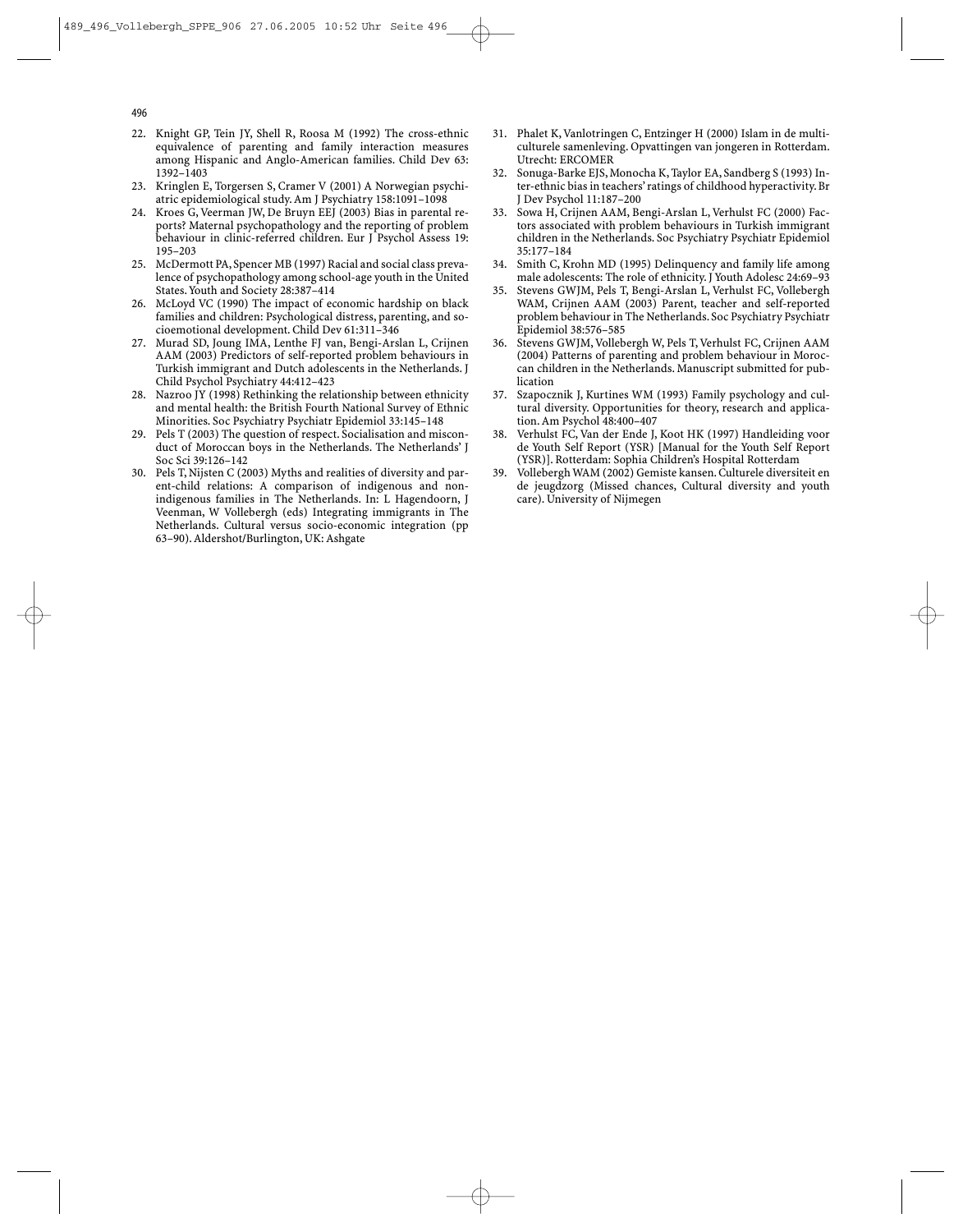22. Knight GP, Tein JY, Shell R, Roosa M (1992) The cross-ethnic equivalence of parenting and family interaction measures among Hispanic and Anglo-American families. Child Dev 63: 1392–1403
23. Kringlen E, Torgersen S, Cramer V (2001) A Norwegian psychiatric epidemiological study. Am J Psychiatry 158:1091–1098
24. Kroes G, Veerman JW, De Bruyn EEJ (2003) Bias in parental reports? Maternal psychopathology and the reporting of problem behaviour in clinic-referred children. Eur J Psychol Assess 19: 195–203
25. McDermott PA, Spencer MB (1997) Racial and social class prevalence of psychopathology among school-age youth in the United States. Youth and Society 28:387–414
26. McLoyd VC (1990) The impact of economic hardship on black families and children: Psychological distress, parenting, and socioemotional development. Child Dev 61:311–346
27. Murad SD, Joung IMA, Lenthe FJ van, Bengi-Arslan L, Crijnen AAM (2003) Predictors of self-reported problem behaviours in Turkish immigrant and Dutch adolescents in the Netherlands. J Child Psychol Psychiatry 44:412–423
28. Nazroo JY (1998) Rethinking the relationship between ethnicity and mental health: the British Fourth National Survey of Ethnic Minorities. Soc Psychiatry Psychiatr Epidemiol 33:145–148
29. Pels T (2003) The question of respect. Socialisation and misconduct of Moroccan boys in the Netherlands. The Netherlands' J Soc Sci 39:126–142
30. Pels T, Nijsten C (2003) Myths and realities of diversity and parent-child relations: A comparison of indigenous and non-indigenous families in The Netherlands. In: L Hagendoorn, J Veenman, W Vollebergh (eds) Integrating immigrants in The Netherlands. Cultural versus socio-economic integration (pp 63–90). Aldershot/Burlington, UK: Ashgate
31. Phalet K, Vanlotringen C, Entzinger H (2000) Islam in de multiculturele samenleving. Opvattingen van jongeren in Rotterdam. Utrecht: ERCOMER
32. Sonuga-Barke EJS, Monocha K, Taylor EA, Sandberg S (1993) Inter-ethnic bias in teachers' ratings of childhood hyperactivity. Br J Dev Psychol 11:187–200
33. Sowa H, Crijnen AAM, Bengi-Arslan L, Verhulst FC (2000) Factors associated with problem behaviours in Turkish immigrant children in the Netherlands. Soc Psychiatry Psychiatr Epidemiol 35:177–184
34. Smith C, Krohn MD (1995) Delinquency and family life among male adolescents: The role of ethnicity. J Youth Adolesc 24:69–93
35. Stevens GWJM, Pels T, Bengi-Arslan L, Verhulst FC, Vollebergh WAM, Crijnen AAM (2003) Parent, teacher and self-reported problem behaviour in The Netherlands. Soc Psychiatry Psychiatr Epidemiol 38:576–585
36. Stevens GWJM, Vollebergh W, Pels T, Verhulst FC, Crijnen AAM (2004) Patterns of parenting and problem behaviour in Moroccan children in the Netherlands. Manuscript submitted for publication
37. Szapocznik J, Kurtines WM (1993) Family psychology and cultural diversity. Opportunities for theory, research and application. Am Psychol 48:400–407
38. Verhulst FC, Van der Ende J, Koot HK (1997) Handleiding voor de Youth Self Report (YSR) [Manual for the Youth Self Report (YSR)]. Rotterdam: Sophia Children's Hospital Rotterdam
39. Vollebergh WAM (2002) Gemiste kansen. Culturele diversiteit en de jeugdzorg (Missed chances, Cultural diversity and youth care). University of Nijmegen